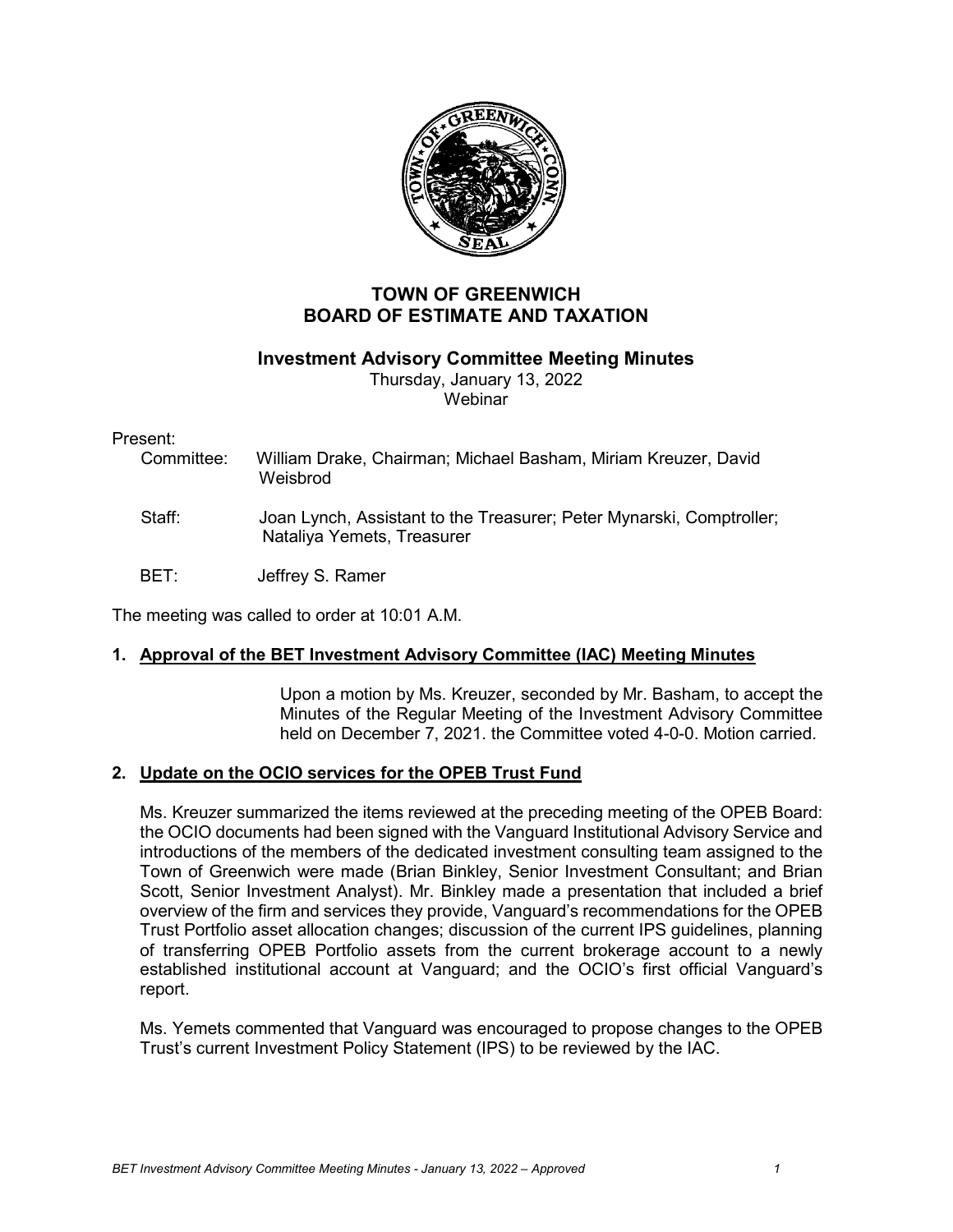# TOWN OF GREENWICH
# BOARD OF ESTIMATE AND TAXATION

## Investment Advisory Committee Meeting Minutes

Thursday, January 13, 2022
Webinar

Present:

Committee: William Drake, Chairman; Michael Basham, Miriam Kreuzer, David Weisbrod

Staff: Joan Lynch, Assistant to the Treasurer; Peter Mynarski, Comptroller; Nataliya Yemets, Treasurer

BET: Jeffrey S. Ramer

The meeting was called to order at 10:01 A.M.

### 1. Approval of the BET Investment Advisory Committee (IAC) Meeting Minutes

Upon a motion by Ms. Kreuzer, seconded by Mr. Basham, to accept the Minutes of the Regular Meeting of the Investment Advisory Committee held on December 7, 2021. the Committee voted 4-0-0. Motion carried.

### 2. Update on the OCIO services for the OPEB Trust Fund

Ms. Kreuzer summarized the items reviewed at the preceding meeting of the OPEB Board: the OCIO documents had been signed with the Vanguard Institutional Advisory Service and introductions of the members of the dedicated investment consulting team assigned to the Town of Greenwich were made (Brian Binkley, Senior Investment Consultant; and Brian Scott, Senior Investment Analyst). Mr. Binkley made a presentation that included a brief overview of the firm and services they provide, Vanguard's recommendations for the OPEB Trust Portfolio asset allocation changes; discussion of the current IPS guidelines, planning of transferring OPEB Portfolio assets from the current brokerage account to a newly established institutional account at Vanguard; and the OCIO's first official Vanguard's report.

Ms. Yemets commented that Vanguard was encouraged to propose changes to the OPEB Trust's current Investment Policy Statement (IPS) to be reviewed by the IAC.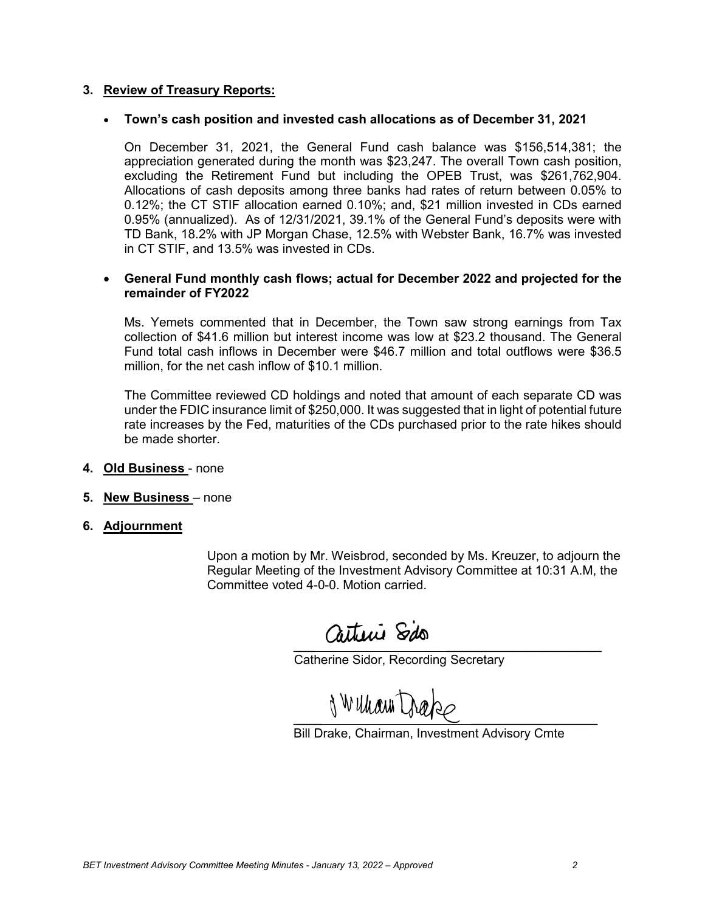3. **Review of Treasury Reports:**

- **Town's cash position and invested cash allocations as of December 31, 2021**

  On December 31, 2021, the General Fund cash balance was $156,514,381; the appreciation generated during the month was $23,247. The overall Town cash position, excluding the Retirement Fund but including the OPEB Trust, was $261,762,904. Allocations of cash deposits among three banks had rates of return between 0.05% to 0.12%; the CT STIF allocation earned 0.10%; and, $21 million invested in CDs earned 0.95% (annualized). As of 12/31/2021, 39.1% of the General Fund's deposits were with TD Bank, 18.2% with JP Morgan Chase, 12.5% with Webster Bank, 16.7% was invested in CT STIF, and 13.5% was invested in CDs.

- **General Fund monthly cash flows; actual for December 2022 and projected for the remainder of FY2022**

  Ms. Yemets commented that in December, the Town saw strong earnings from Tax collection of $41.6 million but interest income was low at $23.2 thousand. The General Fund total cash inflows in December were $46.7 million and total outflows were $36.5 million, for the net cash inflow of $10.1 million.

  The Committee reviewed CD holdings and noted that amount of each separate CD was under the FDIC insurance limit of $250,000. It was suggested that in light of potential future rate increases by the Fed, maturities of the CDs purchased prior to the rate hikes should be made shorter.

4. **Old Business** - none

5. **New Business** – none

6. **Adjournment**

   Upon a motion by Mr. Weisbrod, seconded by Ms. Kreuzer, to adjourn the Regular Meeting of the Investment Advisory Committee at 10:31 A.M, the Committee voted 4-0-0. Motion carried.

Catherine Sidor, Recording Secretary

Bill Drake, Chairman, Investment Advisory Cmte